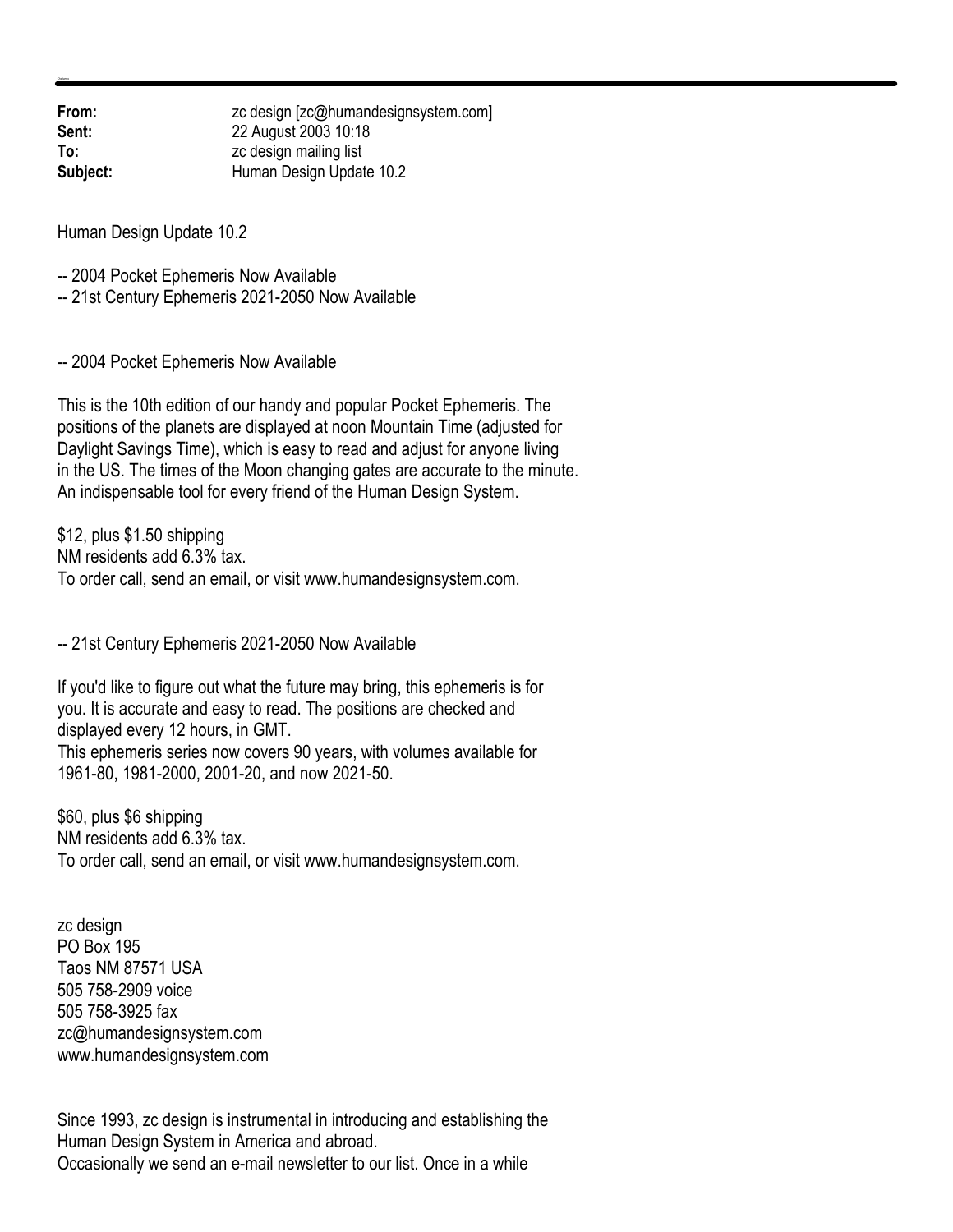**From:** zc design [zc@humandesignsystem.com]
**Sent:** 22 August 2003 10:18
**To:** zc design mailing list
**Subject:** Human Design Update 10.2

Human Design Update 10.2

-- 2004 Pocket Ephemeris Now Available
-- 21st Century Ephemeris 2021-2050 Now Available

-- 2004 Pocket Ephemeris Now Available

This is the 10th edition of our handy and popular Pocket Ephemeris. The positions of the planets are displayed at noon Mountain Time (adjusted for Daylight Savings Time), which is easy to read and adjust for anyone living in the US. The times of the Moon changing gates are accurate to the minute. An indispensable tool for every friend of the Human Design System.

$12, plus $1.50 shipping
NM residents add 6.3% tax.
To order call, send an email, or visit www.humandesignsystem.com.

-- 21st Century Ephemeris 2021-2050 Now Available

If you'd like to figure out what the future may bring, this ephemeris is for you. It is accurate and easy to read. The positions are checked and displayed every 12 hours, in GMT.
This ephemeris series now covers 90 years, with volumes available for 1961-80, 1981-2000, 2001-20, and now 2021-50.

$60, plus $6 shipping
NM residents add 6.3% tax.
To order call, send an email, or visit www.humandesignsystem.com.

zc design
PO Box 195
Taos NM 87571 USA
505 758-2909 voice
505 758-3925 fax
zc@humandesignsystem.com
www.humandesignsystem.com

Since 1993, zc design is instrumental in introducing and establishing the Human Design System in America and abroad.
Occasionally we send an e-mail newsletter to our list. Once in a while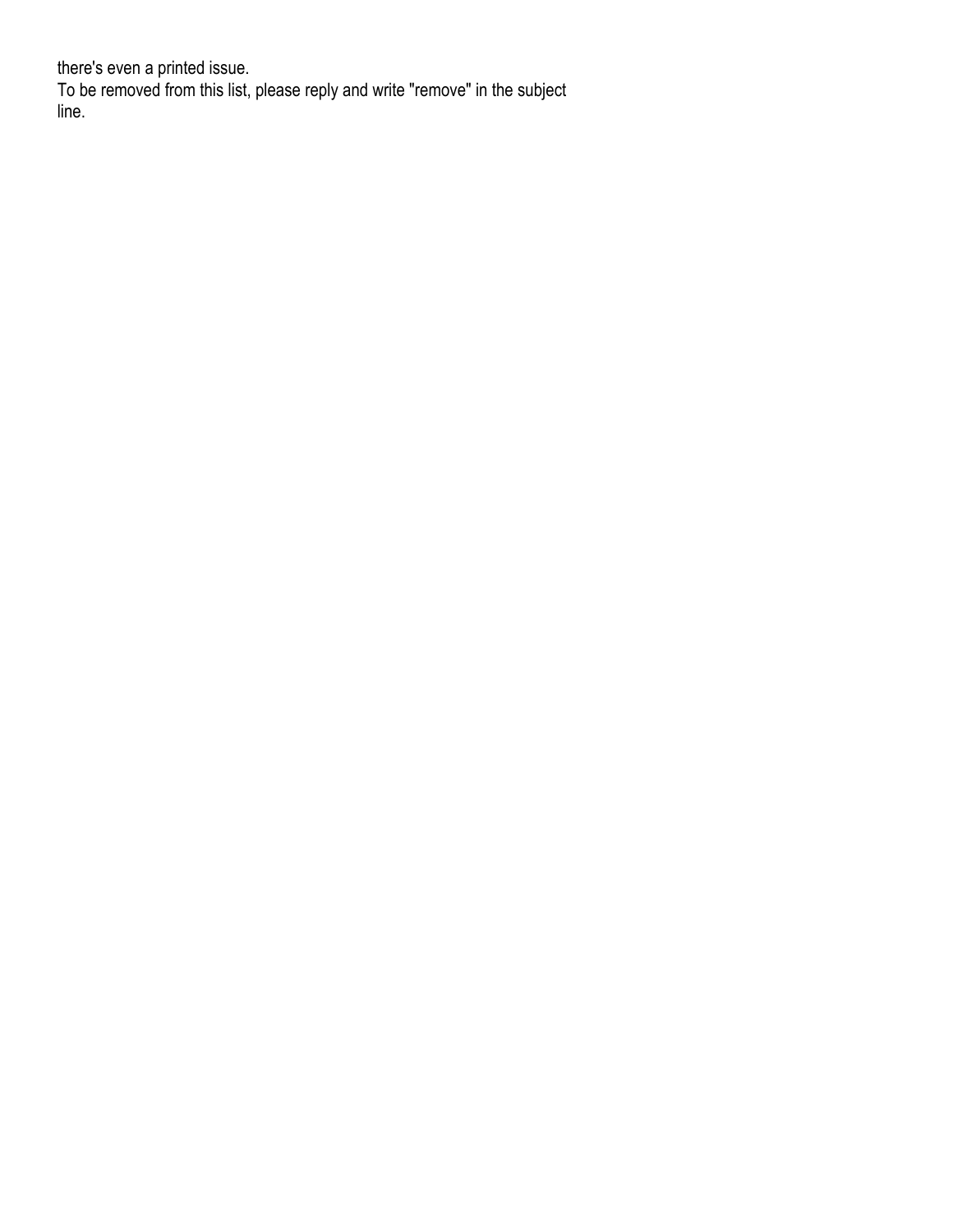there's even a printed issue.
To be removed from this list, please reply and write "remove" in the subject line.